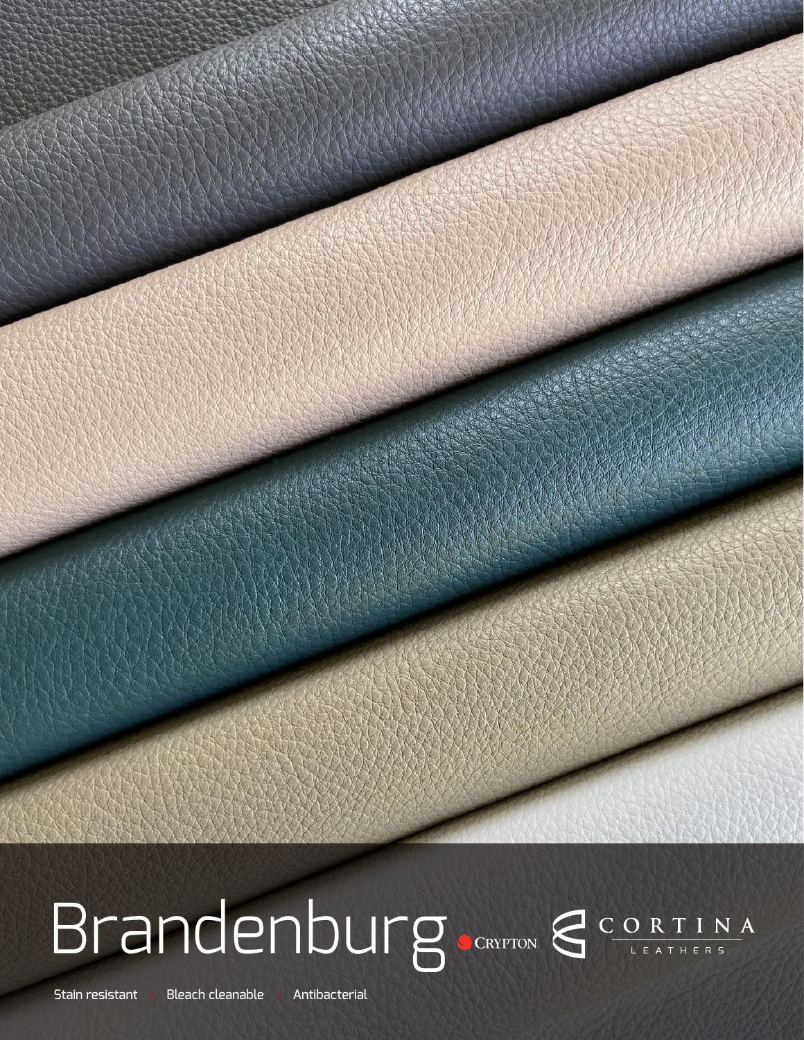# Brandenburg

CRYPTON

CORTINA LEATHERS

Stain resistant | Bleach cleanable | Antibacterial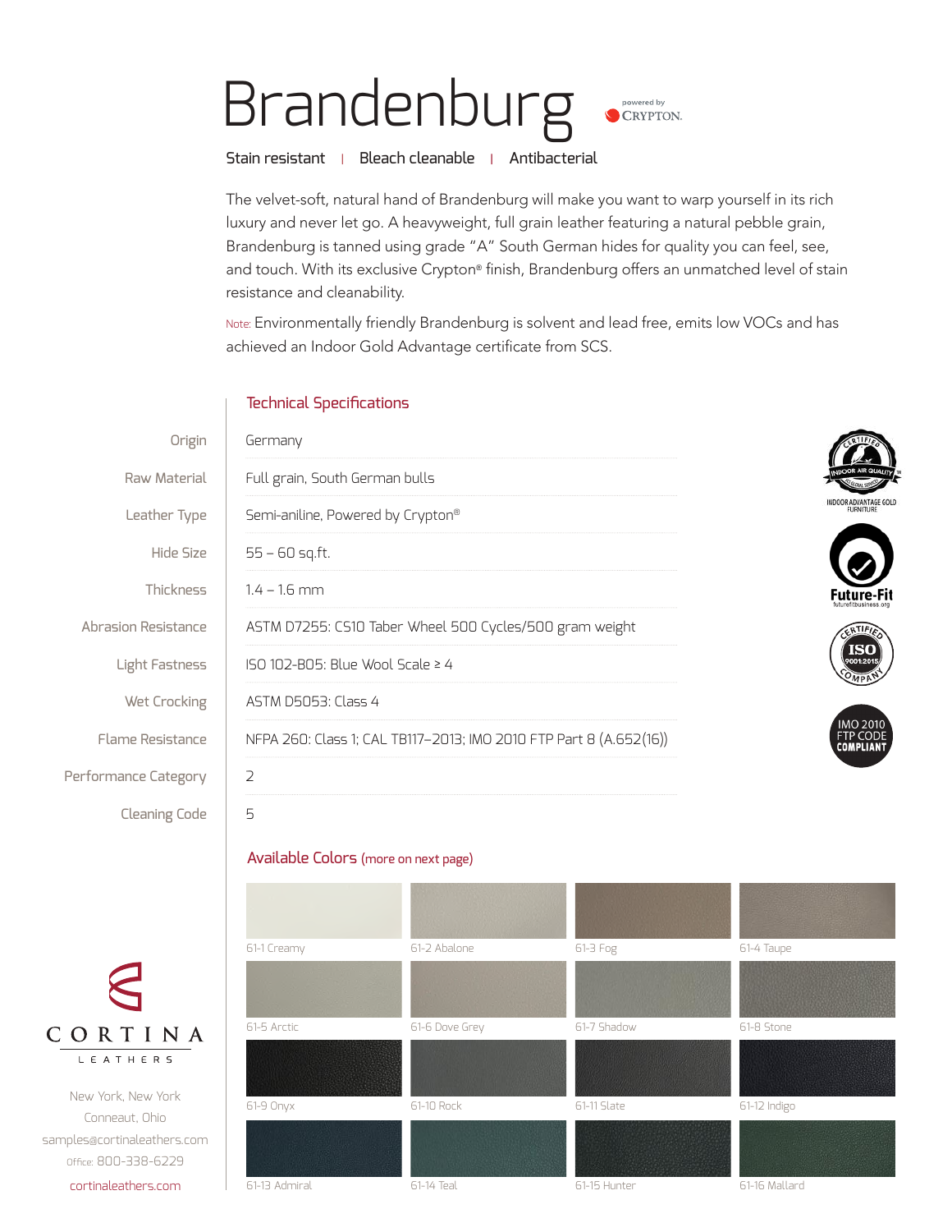# Brandenburg

powered by CRYPTON.

Stain resistant | Bleach cleanable | Antibacterial

The velvet-soft, natural hand of Brandenburg will make you want to warp yourself in its rich luxury and never let go. A heavyweight, full grain leather featuring a natural pebble grain, Brandenburg is tanned using grade "A" South German hides for quality you can feel, see, and touch. With its exclusive Crypton® finish, Brandenburg offers an unmatched level of stain resistance and cleanability.

Note: Environmentally friendly Brandenburg is solvent and lead free, emits low VOCs and has achieved an Indoor Gold Advantage certificate from SCS.

## Technical Specifications

| | |
|---|---|
| Origin | Germany |
| Raw Material | Full grain, South German bulls |
| Leather Type | Semi-aniline, Powered by Crypton® |
| Hide Size | 55 – 60 sq.ft. |
| Thickness | 1.4 – 1.6 mm |
| Abrasion Resistance | ASTM D7255: CS10 Taber Wheel 500 Cycles/500 gram weight |
| Light Fastness | ISO 102-B05: Blue Wool Scale ≥ 4 |
| Wet Crocking | ASTM D5053: Class 4 |
| Flame Resistance | NFPA 260: Class 1; CAL TB117–2013; IMO 2010 FTP Part 8 (A.652(16)) |
| Performance Category | 2 |
| Cleaning Code | 5 |

INDOOR ADVANTAGE GOLD FURNITURE

Future-Fit futurefitbusiness.org

CERTIFIED ISO 9001:2015 COMPANY

IMO 2010 FTP CODE COMPLIANT

## Available Colors (more on next page)

61-1 Creamy, 61-2 Abalone, 61-3 Fog, 61-4 Taupe, 61-5 Arctic, 61-6 Dove Grey, 61-7 Shadow, 61-8 Stone, 61-9 Onyx, 61-10 Rock, 61-11 Slate, 61-12 Indigo, 61-13 Admiral, 61-14 Teal, 61-15 Hunter, 61-16 Mallard

CORTINA LEATHERS

New York, New York
Conneaut, Ohio
samples@cortinaleathers.com
Office: 800-338-6229

cortinaleathers.com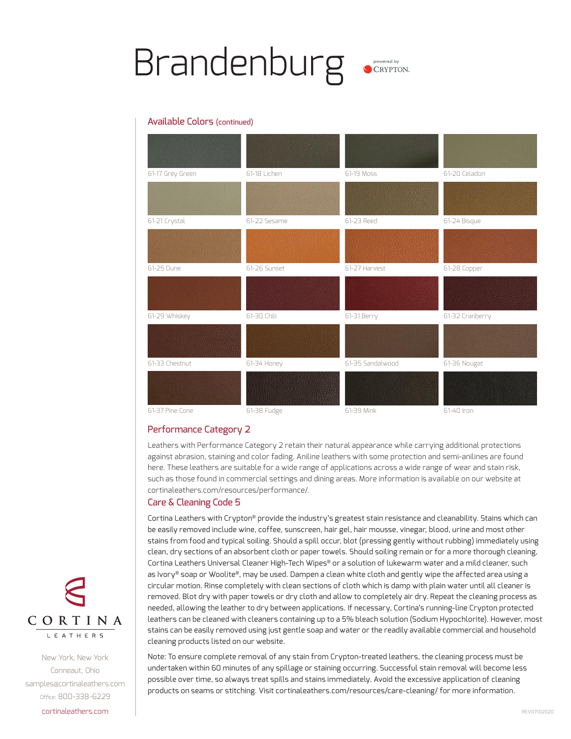# Brandenburg

powered by CRYPTON.

## Available Colors (continued)

| | | | |
|---|---|---|---|
| 61-17 Grey Green | 61-18 Lichen | 61-19 Moss | 61-20 Celadon |
| 61-21 Crystal | 61-22 Sesame | 61-23 Reed | 61-24 Bisque |
| 61-25 Dune | 61-26 Sunset | 61-27 Harvest | 61-28 Copper |
| 61-29 Whiskey | 61-30 Chili | 61-31 Berry | 61-32 Cranberry |
| 61-33 Chestnut | 61-34 Honey | 61-35 Sandalwood | 61-36 Nougat |
| 61-37 Pine Cone | 61-38 Fudge | 61-39 Mink | 61-40 Iron |

## Performance Category 2

Leathers with Performance Category 2 retain their natural appearance while carrying additional protections against abrasion, staining and color fading. Aniline leathers with some protection and semi-anilines are found here. These leathers are suitable for a wide range of applications across a wide range of wear and stain risk, such as those found in commercial settings and dining areas. More information is available on our website at cortinaleathers.com/resources/performance/.

## Care & Cleaning Code 5

Cortina Leathers with Crypton® provide the industry's greatest stain resistance and cleanability. Stains which can be easily removed include wine, coffee, sunscreen, hair gel, hair mousse, vinegar, blood, urine and most other stains from food and typical soiling. Should a spill occur, blot (pressing gently without rubbing) immediately using clean, dry sections of an absorbent cloth or paper towels. Should soiling remain or for a more thorough cleaning, Cortina Leathers Universal Cleaner High-Tech Wipes® or a solution of lukewarm water and a mild cleaner, such as Ivory® soap or Woolite®, may be used. Dampen a clean white cloth and gently wipe the affected area using a circular motion. Rinse completely with clean sections of cloth which is damp with plain water until all cleaner is removed. Blot dry with paper towels or dry cloth and allow to completely air dry. Repeat the cleaning process as needed, allowing the leather to dry between applications. If necessary, Cortina's running-line Crypton protected leathers can be cleaned with cleaners containing up to a 5% bleach solution (Sodium Hypochlorite). However, most stains can be easily removed using just gentle soap and water or the readily available commercial and household cleaning products listed on our website.

Note: To ensure complete removal of any stain from Crypton-treated leathers, the cleaning process must be undertaken within 60 minutes of any spillage or staining occurring. Successful stain removal will become less possible over time, so always treat spills and stains immediately. Avoid the excessive application of cleaning products on seams or stitching. Visit cortinaleathers.com/resources/care-cleaning/ for more information.

CORTINA LEATHERS

New York, New York
Conneaut, Ohio
samples@cortinaleathers.com
Office: 800-338-6229
cortinaleathers.com

REV07102020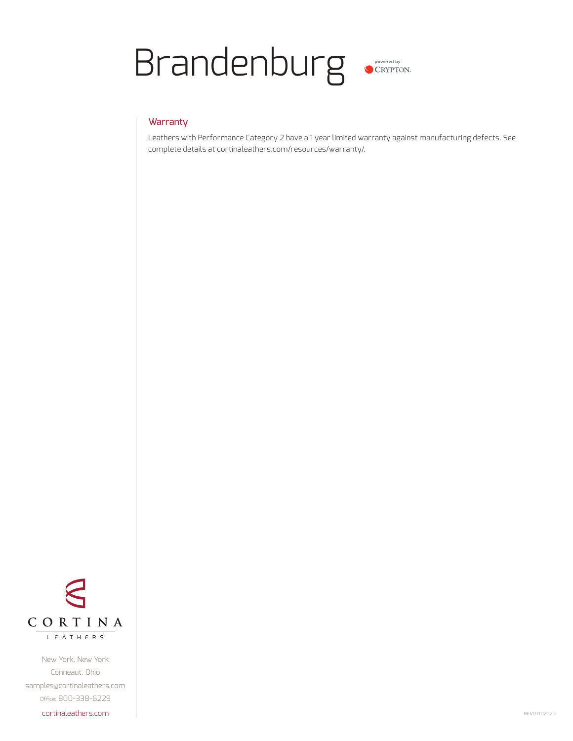# Brandenburg

powered by CRYPTON.

## Warranty

Leathers with Performance Category 2 have a 1 year limited warranty against manufacturing defects. See complete details at cortinaleathers.com/resources/warranty/.

CORTINA LEATHERS

New York, New York
Conneaut, Ohio
samples@cortinaleathers.com
Office: 800-338-6229

cortinaleathers.com

REV07102020